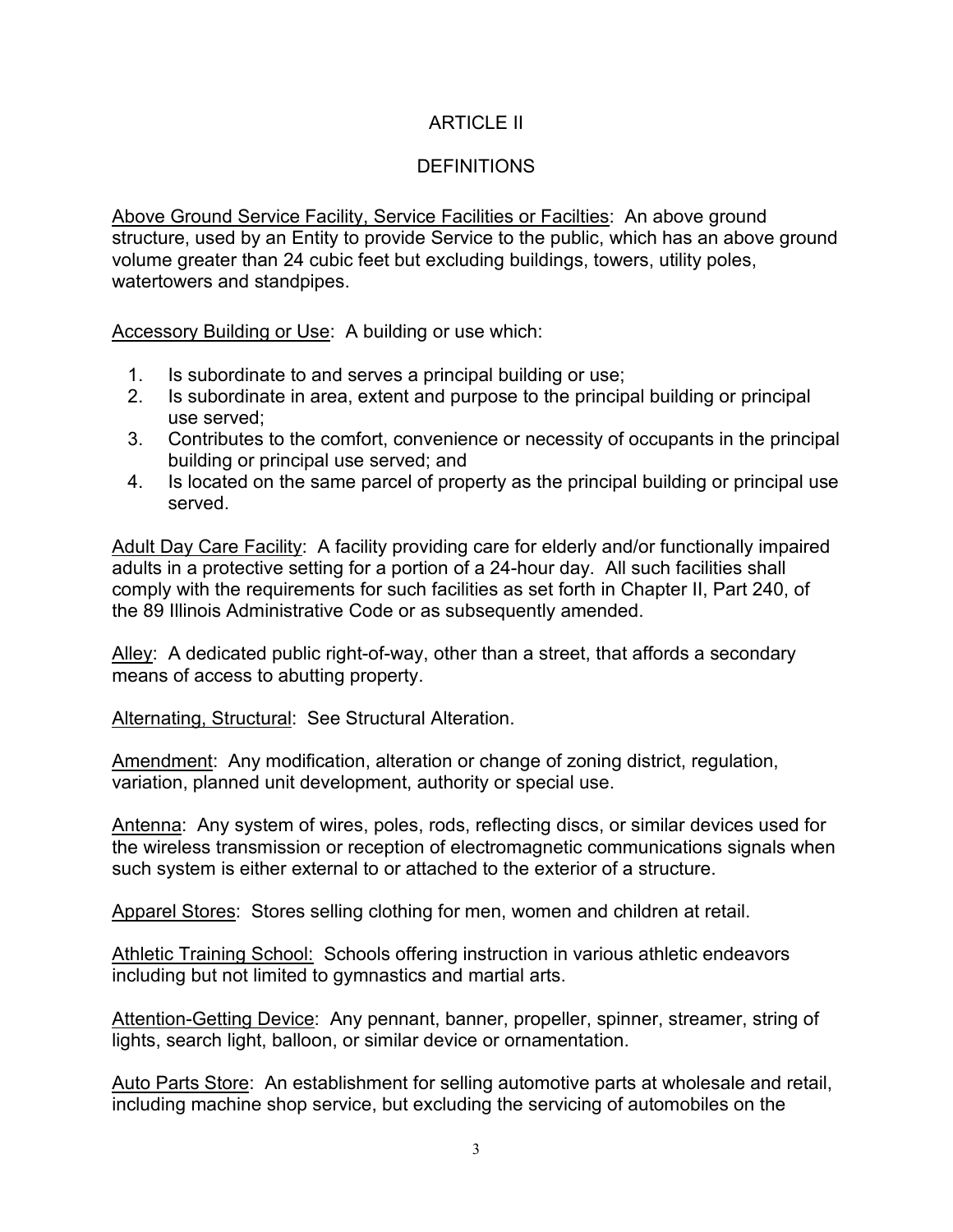# ARTICLE II

## DEFINITIONS

Above Ground Service Facility, Service Facilities or Facilties: An above ground structure, used by an Entity to provide Service to the public, which has an above ground volume greater than 24 cubic feet but excluding buildings, towers, utility poles, watertowers and standpipes.

Accessory Building or Use: A building or use which:

1. Is subordinate to and serves a principal building or use;
2. Is subordinate in area, extent and purpose to the principal building or principal use served;
3. Contributes to the comfort, convenience or necessity of occupants in the principal building or principal use served; and
4. Is located on the same parcel of property as the principal building or principal use served.

Adult Day Care Facility: A facility providing care for elderly and/or functionally impaired adults in a protective setting for a portion of a 24-hour day. All such facilities shall comply with the requirements for such facilities as set forth in Chapter II, Part 240, of the 89 Illinois Administrative Code or as subsequently amended.

Alley: A dedicated public right-of-way, other than a street, that affords a secondary means of access to abutting property.

Alternating, Structural: See Structural Alteration.

Amendment: Any modification, alteration or change of zoning district, regulation, variation, planned unit development, authority or special use.

Antenna: Any system of wires, poles, rods, reflecting discs, or similar devices used for the wireless transmission or reception of electromagnetic communications signals when such system is either external to or attached to the exterior of a structure.

Apparel Stores: Stores selling clothing for men, women and children at retail.

Athletic Training School: Schools offering instruction in various athletic endeavors including but not limited to gymnastics and martial arts.

Attention-Getting Device: Any pennant, banner, propeller, spinner, streamer, string of lights, search light, balloon, or similar device or ornamentation.

Auto Parts Store: An establishment for selling automotive parts at wholesale and retail, including machine shop service, but excluding the servicing of automobiles on the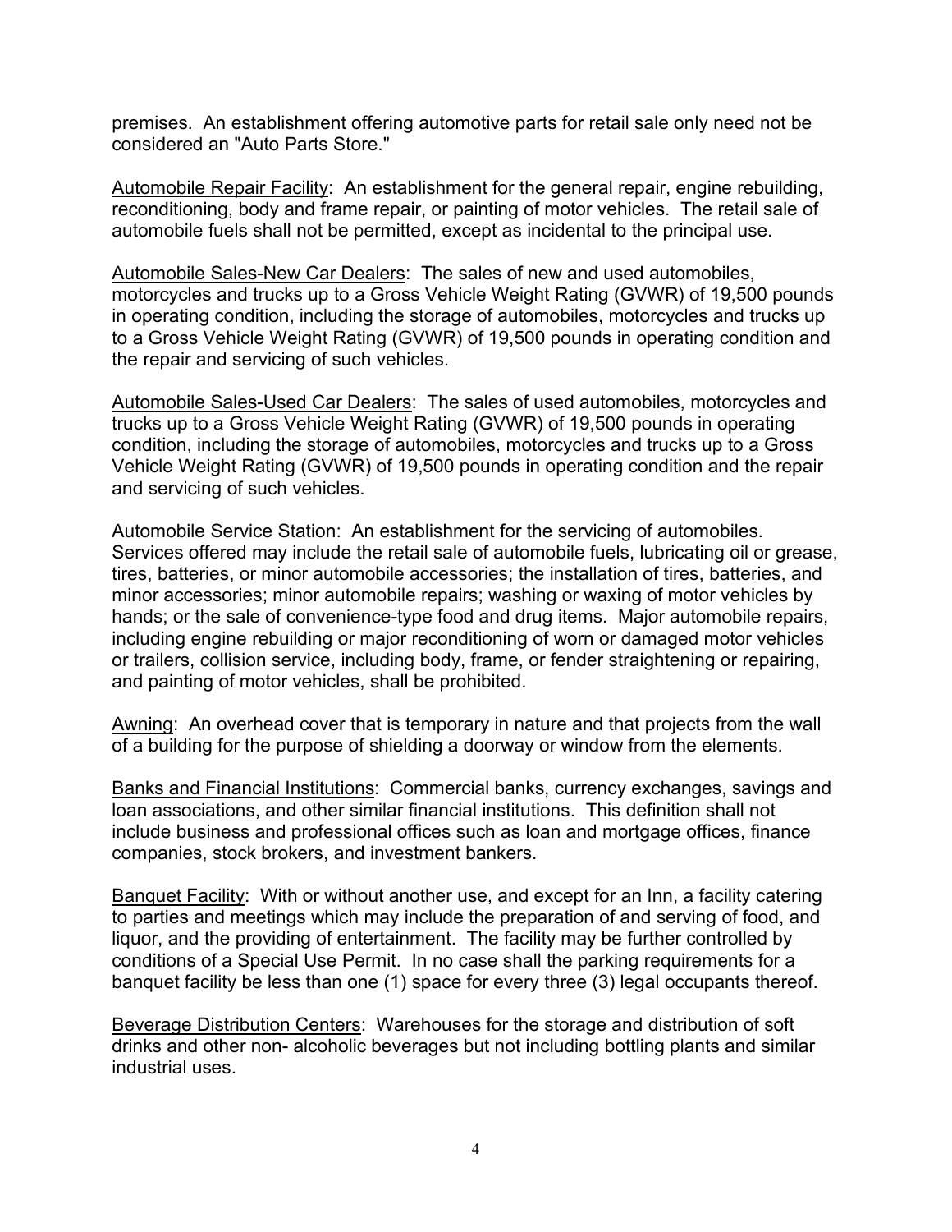premises. An establishment offering automotive parts for retail sale only need not be considered an "Auto Parts Store."

<u>Automobile Repair Facility</u>: An establishment for the general repair, engine rebuilding, reconditioning, body and frame repair, or painting of motor vehicles. The retail sale of automobile fuels shall not be permitted, except as incidental to the principal use.

<u>Automobile Sales-New Car Dealers</u>: The sales of new and used automobiles, motorcycles and trucks up to a Gross Vehicle Weight Rating (GVWR) of 19,500 pounds in operating condition, including the storage of automobiles, motorcycles and trucks up to a Gross Vehicle Weight Rating (GVWR) of 19,500 pounds in operating condition and the repair and servicing of such vehicles.

<u>Automobile Sales-Used Car Dealers</u>: The sales of used automobiles, motorcycles and trucks up to a Gross Vehicle Weight Rating (GVWR) of 19,500 pounds in operating condition, including the storage of automobiles, motorcycles and trucks up to a Gross Vehicle Weight Rating (GVWR) of 19,500 pounds in operating condition and the repair and servicing of such vehicles.

<u>Automobile Service Station</u>: An establishment for the servicing of automobiles. Services offered may include the retail sale of automobile fuels, lubricating oil or grease, tires, batteries, or minor automobile accessories; the installation of tires, batteries, and minor accessories; minor automobile repairs; washing or waxing of motor vehicles by hands; or the sale of convenience-type food and drug items. Major automobile repairs, including engine rebuilding or major reconditioning of worn or damaged motor vehicles or trailers, collision service, including body, frame, or fender straightening or repairing, and painting of motor vehicles, shall be prohibited.

<u>Awning</u>: An overhead cover that is temporary in nature and that projects from the wall of a building for the purpose of shielding a doorway or window from the elements.

<u>Banks and Financial Institutions</u>: Commercial banks, currency exchanges, savings and loan associations, and other similar financial institutions. This definition shall not include business and professional offices such as loan and mortgage offices, finance companies, stock brokers, and investment bankers.

<u>Banquet Facility</u>: With or without another use, and except for an Inn, a facility catering to parties and meetings which may include the preparation of and serving of food, and liquor, and the providing of entertainment. The facility may be further controlled by conditions of a Special Use Permit. In no case shall the parking requirements for a banquet facility be less than one (1) space for every three (3) legal occupants thereof.

<u>Beverage Distribution Centers</u>: Warehouses for the storage and distribution of soft drinks and other non- alcoholic beverages but not including bottling plants and similar industrial uses.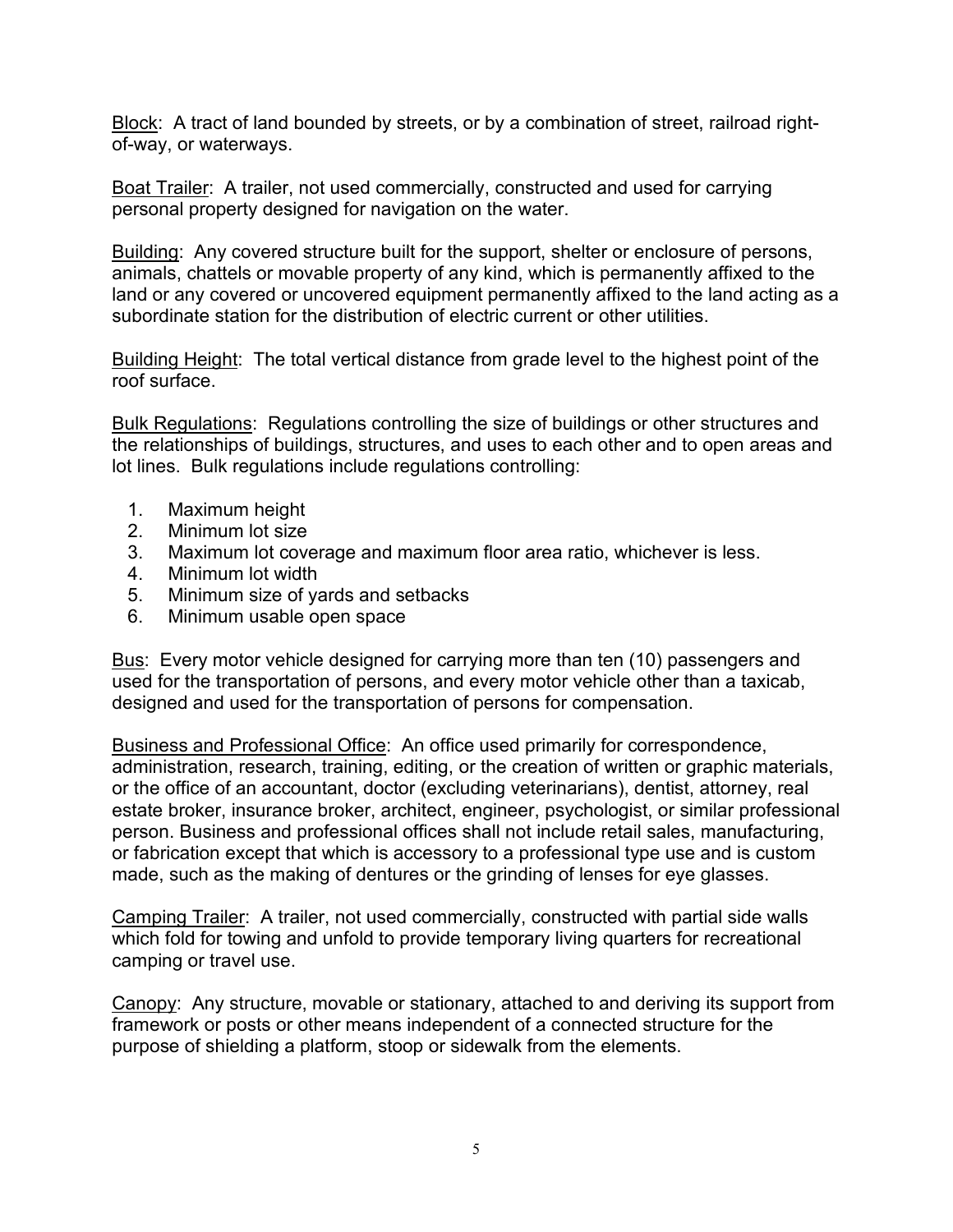<u>Block</u>: A tract of land bounded by streets, or by a combination of street, railroad right-of-way, or waterways.

<u>Boat Trailer</u>: A trailer, not used commercially, constructed and used for carrying personal property designed for navigation on the water.

<u>Building</u>: Any covered structure built for the support, shelter or enclosure of persons, animals, chattels or movable property of any kind, which is permanently affixed to the land or any covered or uncovered equipment permanently affixed to the land acting as a subordinate station for the distribution of electric current or other utilities.

<u>Building Height</u>: The total vertical distance from grade level to the highest point of the roof surface.

<u>Bulk Regulations</u>: Regulations controlling the size of buildings or other structures and the relationships of buildings, structures, and uses to each other and to open areas and lot lines. Bulk regulations include regulations controlling:

1. Maximum height
2. Minimum lot size
3. Maximum lot coverage and maximum floor area ratio, whichever is less.
4. Minimum lot width
5. Minimum size of yards and setbacks
6. Minimum usable open space

<u>Bus</u>: Every motor vehicle designed for carrying more than ten (10) passengers and used for the transportation of persons, and every motor vehicle other than a taxicab, designed and used for the transportation of persons for compensation.

<u>Business and Professional Office</u>: An office used primarily for correspondence, administration, research, training, editing, or the creation of written or graphic materials, or the office of an accountant, doctor (excluding veterinarians), dentist, attorney, real estate broker, insurance broker, architect, engineer, psychologist, or similar professional person. Business and professional offices shall not include retail sales, manufacturing, or fabrication except that which is accessory to a professional type use and is custom made, such as the making of dentures or the grinding of lenses for eye glasses.

<u>Camping Trailer</u>: A trailer, not used commercially, constructed with partial side walls which fold for towing and unfold to provide temporary living quarters for recreational camping or travel use.

<u>Canopy</u>: Any structure, movable or stationary, attached to and deriving its support from framework or posts or other means independent of a connected structure for the purpose of shielding a platform, stoop or sidewalk from the elements.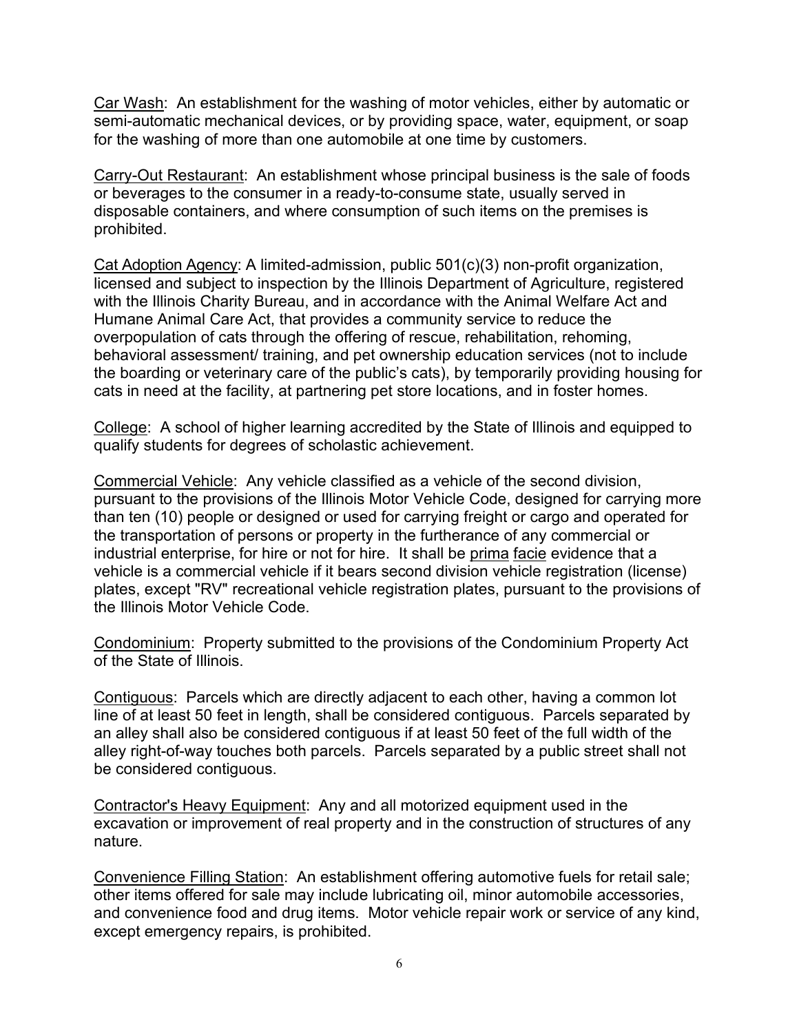Car Wash: An establishment for the washing of motor vehicles, either by automatic or semi-automatic mechanical devices, or by providing space, water, equipment, or soap for the washing of more than one automobile at one time by customers.

Carry-Out Restaurant: An establishment whose principal business is the sale of foods or beverages to the consumer in a ready-to-consume state, usually served in disposable containers, and where consumption of such items on the premises is prohibited.

Cat Adoption Agency: A limited-admission, public 501(c)(3) non-profit organization, licensed and subject to inspection by the Illinois Department of Agriculture, registered with the Illinois Charity Bureau, and in accordance with the Animal Welfare Act and Humane Animal Care Act, that provides a community service to reduce the overpopulation of cats through the offering of rescue, rehabilitation, rehoming, behavioral assessment/ training, and pet ownership education services (not to include the boarding or veterinary care of the public's cats), by temporarily providing housing for cats in need at the facility, at partnering pet store locations, and in foster homes.

College: A school of higher learning accredited by the State of Illinois and equipped to qualify students for degrees of scholastic achievement.

Commercial Vehicle: Any vehicle classified as a vehicle of the second division, pursuant to the provisions of the Illinois Motor Vehicle Code, designed for carrying more than ten (10) people or designed or used for carrying freight or cargo and operated for the transportation of persons or property in the furtherance of any commercial or industrial enterprise, for hire or not for hire. It shall be prima facie evidence that a vehicle is a commercial vehicle if it bears second division vehicle registration (license) plates, except "RV" recreational vehicle registration plates, pursuant to the provisions of the Illinois Motor Vehicle Code.

Condominium: Property submitted to the provisions of the Condominium Property Act of the State of Illinois.

Contiguous: Parcels which are directly adjacent to each other, having a common lot line of at least 50 feet in length, shall be considered contiguous. Parcels separated by an alley shall also be considered contiguous if at least 50 feet of the full width of the alley right-of-way touches both parcels. Parcels separated by a public street shall not be considered contiguous.

Contractor's Heavy Equipment: Any and all motorized equipment used in the excavation or improvement of real property and in the construction of structures of any nature.

Convenience Filling Station: An establishment offering automotive fuels for retail sale; other items offered for sale may include lubricating oil, minor automobile accessories, and convenience food and drug items. Motor vehicle repair work or service of any kind, except emergency repairs, is prohibited.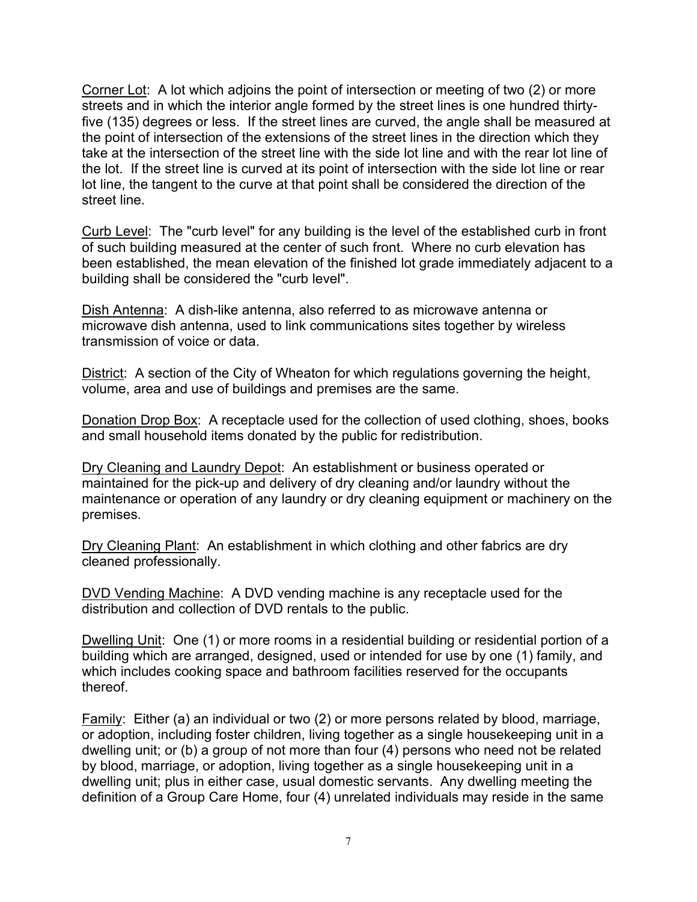<u>Corner Lot</u>: A lot which adjoins the point of intersection or meeting of two (2) or more streets and in which the interior angle formed by the street lines is one hundred thirty-five (135) degrees or less. If the street lines are curved, the angle shall be measured at the point of intersection of the extensions of the street lines in the direction which they take at the intersection of the street line with the side lot line and with the rear lot line of the lot. If the street line is curved at its point of intersection with the side lot line or rear lot line, the tangent to the curve at that point shall be considered the direction of the street line.

<u>Curb Level</u>: The "curb level" for any building is the level of the established curb in front of such building measured at the center of such front. Where no curb elevation has been established, the mean elevation of the finished lot grade immediately adjacent to a building shall be considered the "curb level".

<u>Dish Antenna</u>: A dish-like antenna, also referred to as microwave antenna or microwave dish antenna, used to link communications sites together by wireless transmission of voice or data.

<u>District</u>: A section of the City of Wheaton for which regulations governing the height, volume, area and use of buildings and premises are the same.

<u>Donation Drop Box</u>: A receptacle used for the collection of used clothing, shoes, books and small household items donated by the public for redistribution.

<u>Dry Cleaning and Laundry Depot</u>: An establishment or business operated or maintained for the pick-up and delivery of dry cleaning and/or laundry without the maintenance or operation of any laundry or dry cleaning equipment or machinery on the premises.

<u>Dry Cleaning Plant</u>: An establishment in which clothing and other fabrics are dry cleaned professionally.

<u>DVD Vending Machine</u>: A DVD vending machine is any receptacle used for the distribution and collection of DVD rentals to the public.

<u>Dwelling Unit</u>: One (1) or more rooms in a residential building or residential portion of a building which are arranged, designed, used or intended for use by one (1) family, and which includes cooking space and bathroom facilities reserved for the occupants thereof.

<u>Family</u>: Either (a) an individual or two (2) or more persons related by blood, marriage, or adoption, including foster children, living together as a single housekeeping unit in a dwelling unit; or (b) a group of not more than four (4) persons who need not be related by blood, marriage, or adoption, living together as a single housekeeping unit in a dwelling unit; plus in either case, usual domestic servants. Any dwelling meeting the definition of a Group Care Home, four (4) unrelated individuals may reside in the same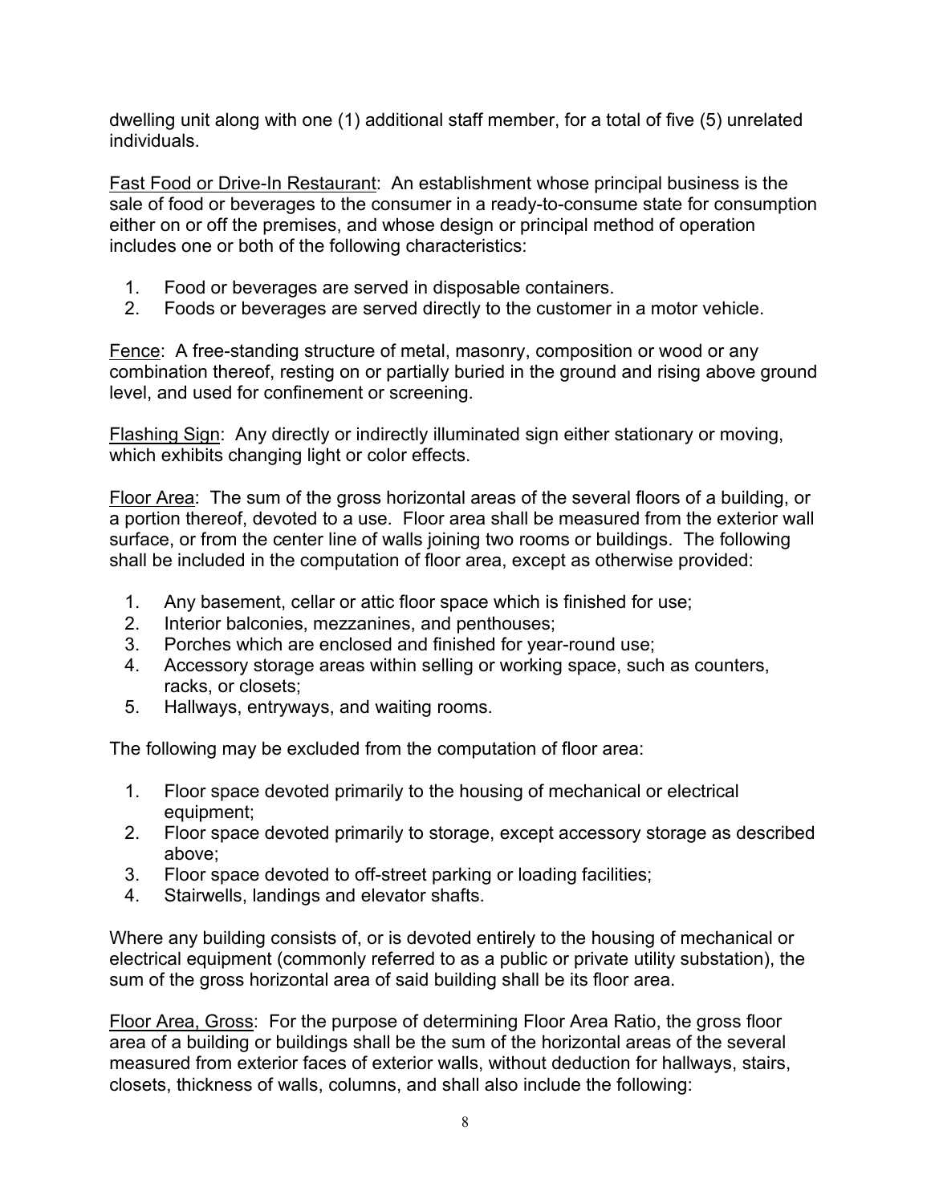dwelling unit along with one (1) additional staff member, for a total of five (5) unrelated individuals.

Fast Food or Drive-In Restaurant: An establishment whose principal business is the sale of food or beverages to the consumer in a ready-to-consume state for consumption either on or off the premises, and whose design or principal method of operation includes one or both of the following characteristics:

1. Food or beverages are served in disposable containers.
2. Foods or beverages are served directly to the customer in a motor vehicle.

Fence: A free-standing structure of metal, masonry, composition or wood or any combination thereof, resting on or partially buried in the ground and rising above ground level, and used for confinement or screening.

Flashing Sign: Any directly or indirectly illuminated sign either stationary or moving, which exhibits changing light or color effects.

Floor Area: The sum of the gross horizontal areas of the several floors of a building, or a portion thereof, devoted to a use. Floor area shall be measured from the exterior wall surface, or from the center line of walls joining two rooms or buildings. The following shall be included in the computation of floor area, except as otherwise provided:

1. Any basement, cellar or attic floor space which is finished for use;
2. Interior balconies, mezzanines, and penthouses;
3. Porches which are enclosed and finished for year-round use;
4. Accessory storage areas within selling or working space, such as counters, racks, or closets;
5. Hallways, entryways, and waiting rooms.

The following may be excluded from the computation of floor area:

1. Floor space devoted primarily to the housing of mechanical or electrical equipment;
2. Floor space devoted primarily to storage, except accessory storage as described above;
3. Floor space devoted to off-street parking or loading facilities;
4. Stairwells, landings and elevator shafts.

Where any building consists of, or is devoted entirely to the housing of mechanical or electrical equipment (commonly referred to as a public or private utility substation), the sum of the gross horizontal area of said building shall be its floor area.

Floor Area, Gross: For the purpose of determining Floor Area Ratio, the gross floor area of a building or buildings shall be the sum of the horizontal areas of the several measured from exterior faces of exterior walls, without deduction for hallways, stairs, closets, thickness of walls, columns, and shall also include the following: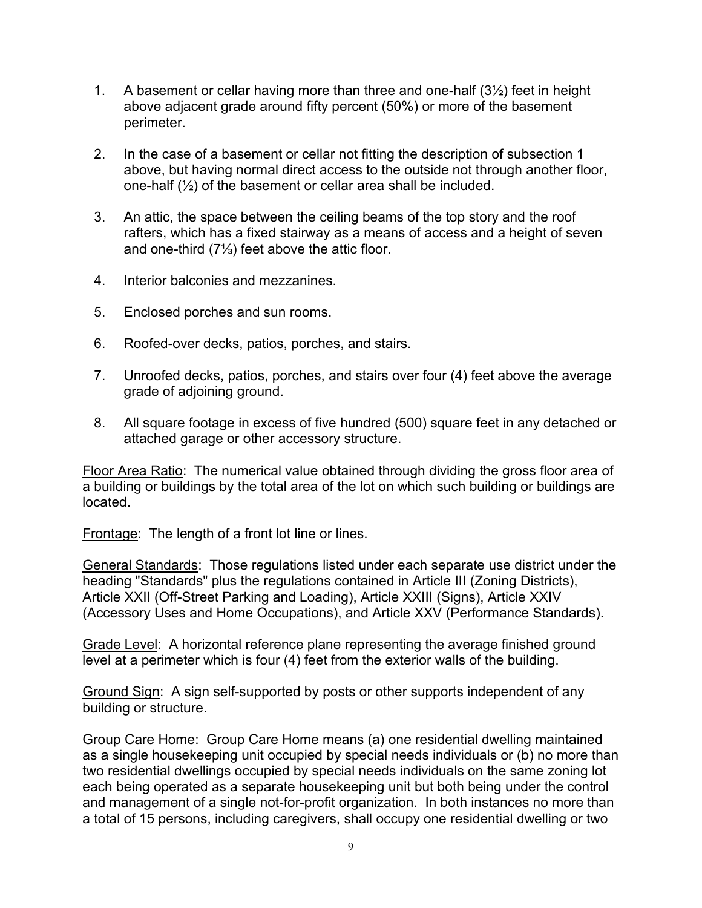1. A basement or cellar having more than three and one-half (3½) feet in height above adjacent grade around fifty percent (50%) or more of the basement perimeter.

2. In the case of a basement or cellar not fitting the description of subsection 1 above, but having normal direct access to the outside not through another floor, one-half (½) of the basement or cellar area shall be included.

3. An attic, the space between the ceiling beams of the top story and the roof rafters, which has a fixed stairway as a means of access and a height of seven and one-third (7⅓) feet above the attic floor.

4. Interior balconies and mezzanines.

5. Enclosed porches and sun rooms.

6. Roofed-over decks, patios, porches, and stairs.

7. Unroofed decks, patios, porches, and stairs over four (4) feet above the average grade of adjoining ground.

8. All square footage in excess of five hundred (500) square feet in any detached or attached garage or other accessory structure.

Floor Area Ratio: The numerical value obtained through dividing the gross floor area of a building or buildings by the total area of the lot on which such building or buildings are located.

Frontage: The length of a front lot line or lines.

General Standards: Those regulations listed under each separate use district under the heading "Standards" plus the regulations contained in Article III (Zoning Districts), Article XXII (Off-Street Parking and Loading), Article XXIII (Signs), Article XXIV (Accessory Uses and Home Occupations), and Article XXV (Performance Standards).

Grade Level: A horizontal reference plane representing the average finished ground level at a perimeter which is four (4) feet from the exterior walls of the building.

Ground Sign: A sign self-supported by posts or other supports independent of any building or structure.

Group Care Home: Group Care Home means (a) one residential dwelling maintained as a single housekeeping unit occupied by special needs individuals or (b) no more than two residential dwellings occupied by special needs individuals on the same zoning lot each being operated as a separate housekeeping unit but both being under the control and management of a single not-for-profit organization. In both instances no more than a total of 15 persons, including caregivers, shall occupy one residential dwelling or two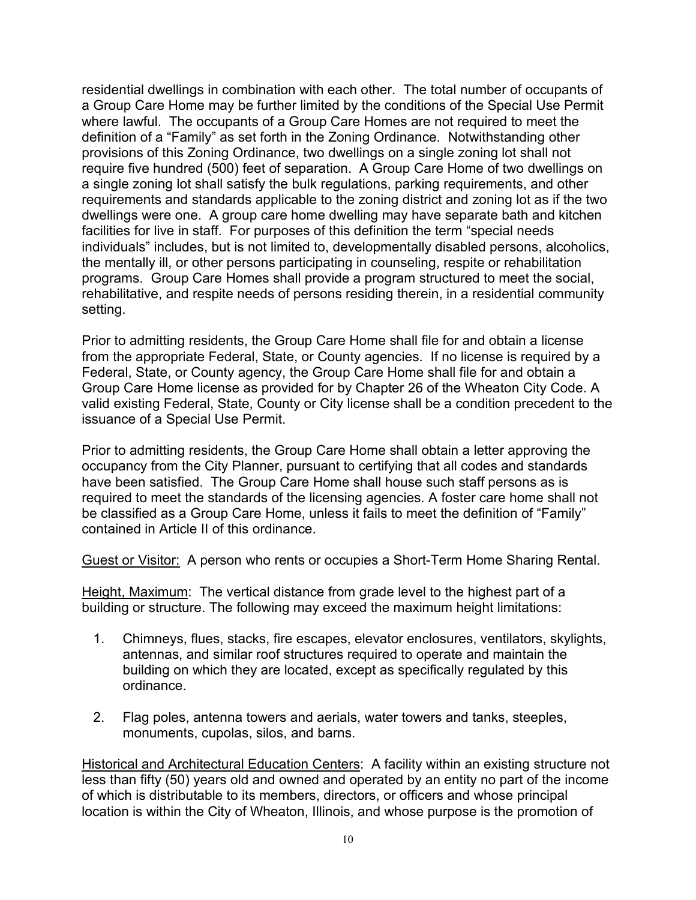residential dwellings in combination with each other. The total number of occupants of a Group Care Home may be further limited by the conditions of the Special Use Permit where lawful. The occupants of a Group Care Homes are not required to meet the definition of a "Family" as set forth in the Zoning Ordinance. Notwithstanding other provisions of this Zoning Ordinance, two dwellings on a single zoning lot shall not require five hundred (500) feet of separation. A Group Care Home of two dwellings on a single zoning lot shall satisfy the bulk regulations, parking requirements, and other requirements and standards applicable to the zoning district and zoning lot as if the two dwellings were one. A group care home dwelling may have separate bath and kitchen facilities for live in staff. For purposes of this definition the term "special needs individuals" includes, but is not limited to, developmentally disabled persons, alcoholics, the mentally ill, or other persons participating in counseling, respite or rehabilitation programs. Group Care Homes shall provide a program structured to meet the social, rehabilitative, and respite needs of persons residing therein, in a residential community setting.

Prior to admitting residents, the Group Care Home shall file for and obtain a license from the appropriate Federal, State, or County agencies. If no license is required by a Federal, State, or County agency, the Group Care Home shall file for and obtain a Group Care Home license as provided for by Chapter 26 of the Wheaton City Code. A valid existing Federal, State, County or City license shall be a condition precedent to the issuance of a Special Use Permit.

Prior to admitting residents, the Group Care Home shall obtain a letter approving the occupancy from the City Planner, pursuant to certifying that all codes and standards have been satisfied. The Group Care Home shall house such staff persons as is required to meet the standards of the licensing agencies. A foster care home shall not be classified as a Group Care Home, unless it fails to meet the definition of "Family" contained in Article II of this ordinance.

<u>Guest or Visitor:</u> A person who rents or occupies a Short-Term Home Sharing Rental.

<u>Height, Maximum</u>: The vertical distance from grade level to the highest part of a building or structure. The following may exceed the maximum height limitations:

1. Chimneys, flues, stacks, fire escapes, elevator enclosures, ventilators, skylights, antennas, and similar roof structures required to operate and maintain the building on which they are located, except as specifically regulated by this ordinance.

2. Flag poles, antenna towers and aerials, water towers and tanks, steeples, monuments, cupolas, silos, and barns.

<u>Historical and Architectural Education Centers</u>: A facility within an existing structure not less than fifty (50) years old and owned and operated by an entity no part of the income of which is distributable to its members, directors, or officers and whose principal location is within the City of Wheaton, Illinois, and whose purpose is the promotion of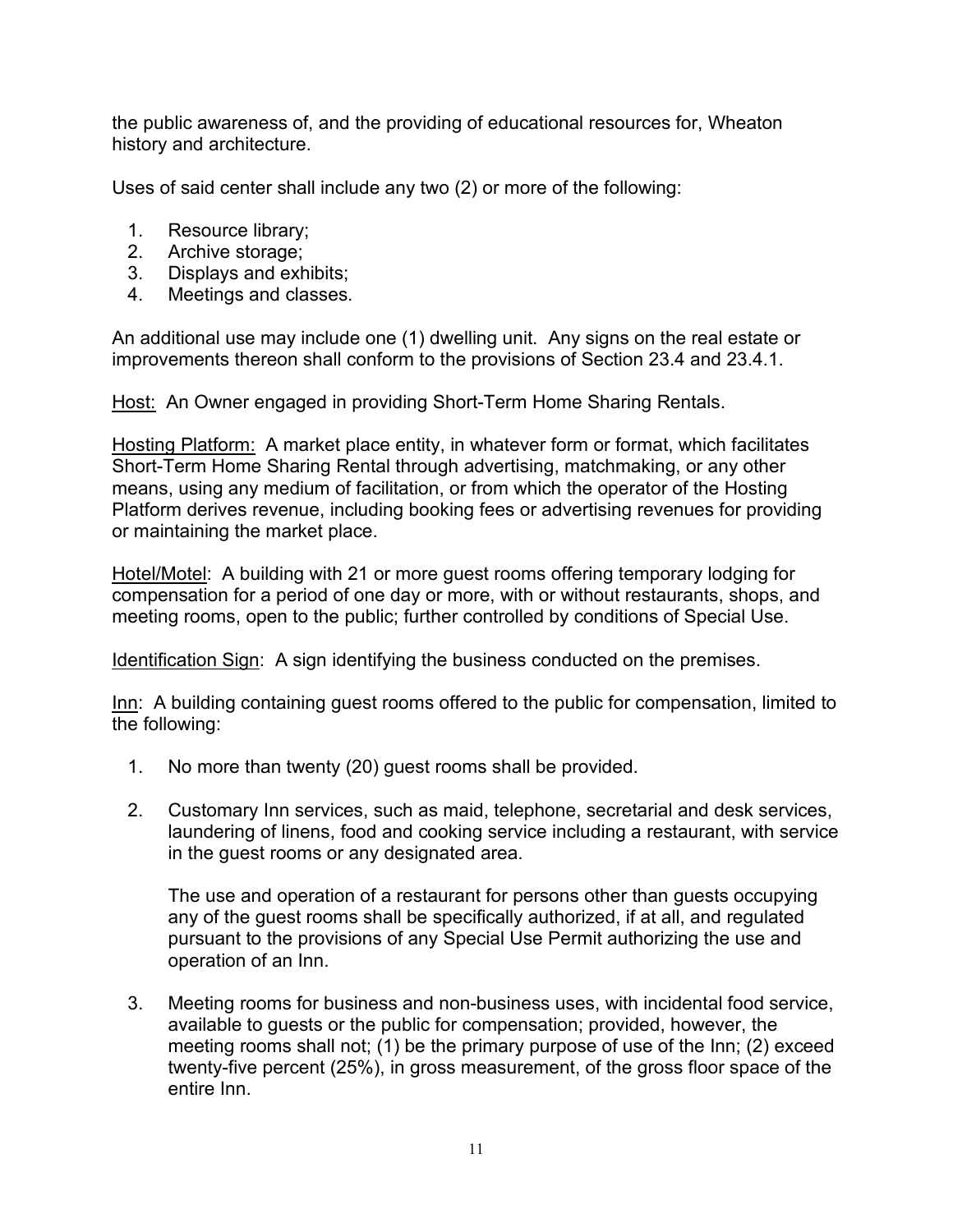the public awareness of, and the providing of educational resources for, Wheaton history and architecture.

Uses of said center shall include any two (2) or more of the following:

1. Resource library;
2. Archive storage;
3. Displays and exhibits;
4. Meetings and classes.

An additional use may include one (1) dwelling unit. Any signs on the real estate or improvements thereon shall conform to the provisions of Section 23.4 and 23.4.1.

<u>Host:</u> An Owner engaged in providing Short-Term Home Sharing Rentals.

<u>Hosting Platform:</u> A market place entity, in whatever form or format, which facilitates Short-Term Home Sharing Rental through advertising, matchmaking, or any other means, using any medium of facilitation, or from which the operator of the Hosting Platform derives revenue, including booking fees or advertising revenues for providing or maintaining the market place.

<u>Hotel/Motel</u>: A building with 21 or more guest rooms offering temporary lodging for compensation for a period of one day or more, with or without restaurants, shops, and meeting rooms, open to the public; further controlled by conditions of Special Use.

<u>Identification Sign</u>: A sign identifying the business conducted on the premises.

<u>Inn</u>: A building containing guest rooms offered to the public for compensation, limited to the following:

1. No more than twenty (20) guest rooms shall be provided.

2. Customary Inn services, such as maid, telephone, secretarial and desk services, laundering of linens, food and cooking service including a restaurant, with service in the guest rooms or any designated area.

   The use and operation of a restaurant for persons other than guests occupying any of the guest rooms shall be specifically authorized, if at all, and regulated pursuant to the provisions of any Special Use Permit authorizing the use and operation of an Inn.

3. Meeting rooms for business and non-business uses, with incidental food service, available to guests or the public for compensation; provided, however, the meeting rooms shall not; (1) be the primary purpose of use of the Inn; (2) exceed twenty-five percent (25%), in gross measurement, of the gross floor space of the entire Inn.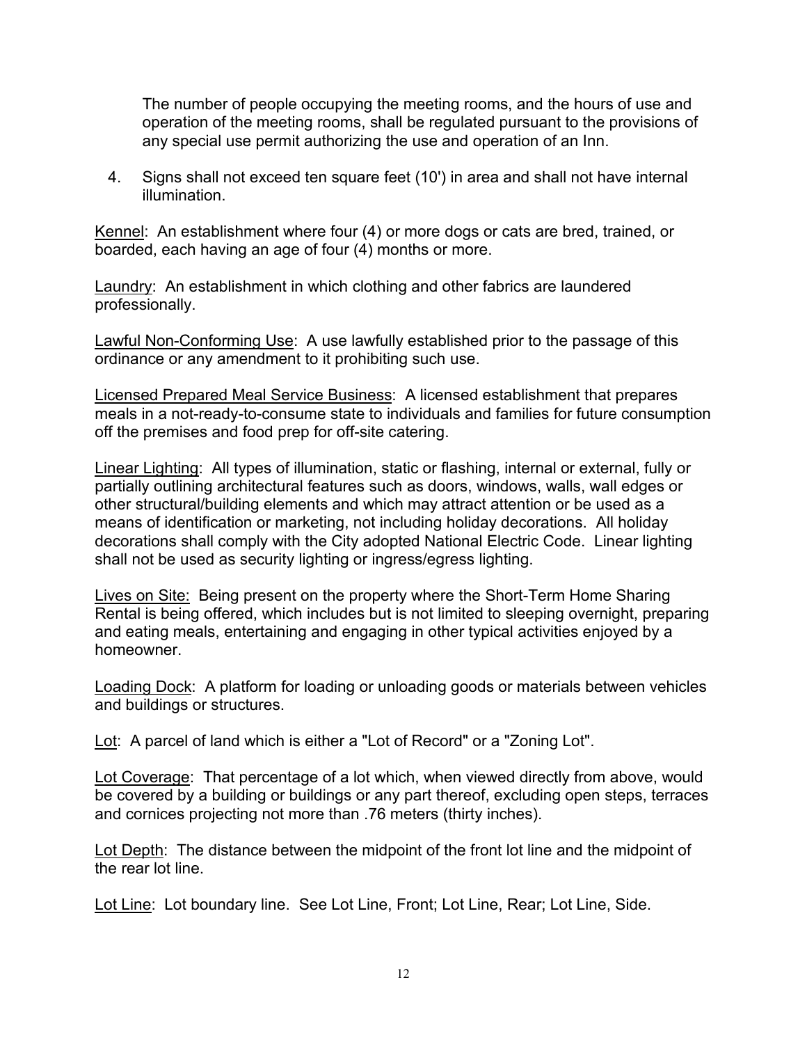The number of people occupying the meeting rooms, and the hours of use and operation of the meeting rooms, shall be regulated pursuant to the provisions of any special use permit authorizing the use and operation of an Inn.

4. Signs shall not exceed ten square feet (10') in area and shall not have internal illumination.

Kennel: An establishment where four (4) or more dogs or cats are bred, trained, or boarded, each having an age of four (4) months or more.

Laundry: An establishment in which clothing and other fabrics are laundered professionally.

Lawful Non-Conforming Use: A use lawfully established prior to the passage of this ordinance or any amendment to it prohibiting such use.

Licensed Prepared Meal Service Business: A licensed establishment that prepares meals in a not-ready-to-consume state to individuals and families for future consumption off the premises and food prep for off-site catering.

Linear Lighting: All types of illumination, static or flashing, internal or external, fully or partially outlining architectural features such as doors, windows, walls, wall edges or other structural/building elements and which may attract attention or be used as a means of identification or marketing, not including holiday decorations. All holiday decorations shall comply with the City adopted National Electric Code. Linear lighting shall not be used as security lighting or ingress/egress lighting.

Lives on Site: Being present on the property where the Short-Term Home Sharing Rental is being offered, which includes but is not limited to sleeping overnight, preparing and eating meals, entertaining and engaging in other typical activities enjoyed by a homeowner.

Loading Dock: A platform for loading or unloading goods or materials between vehicles and buildings or structures.

Lot: A parcel of land which is either a "Lot of Record" or a "Zoning Lot".

Lot Coverage: That percentage of a lot which, when viewed directly from above, would be covered by a building or buildings or any part thereof, excluding open steps, terraces and cornices projecting not more than .76 meters (thirty inches).

Lot Depth: The distance between the midpoint of the front lot line and the midpoint of the rear lot line.

Lot Line: Lot boundary line. See Lot Line, Front; Lot Line, Rear; Lot Line, Side.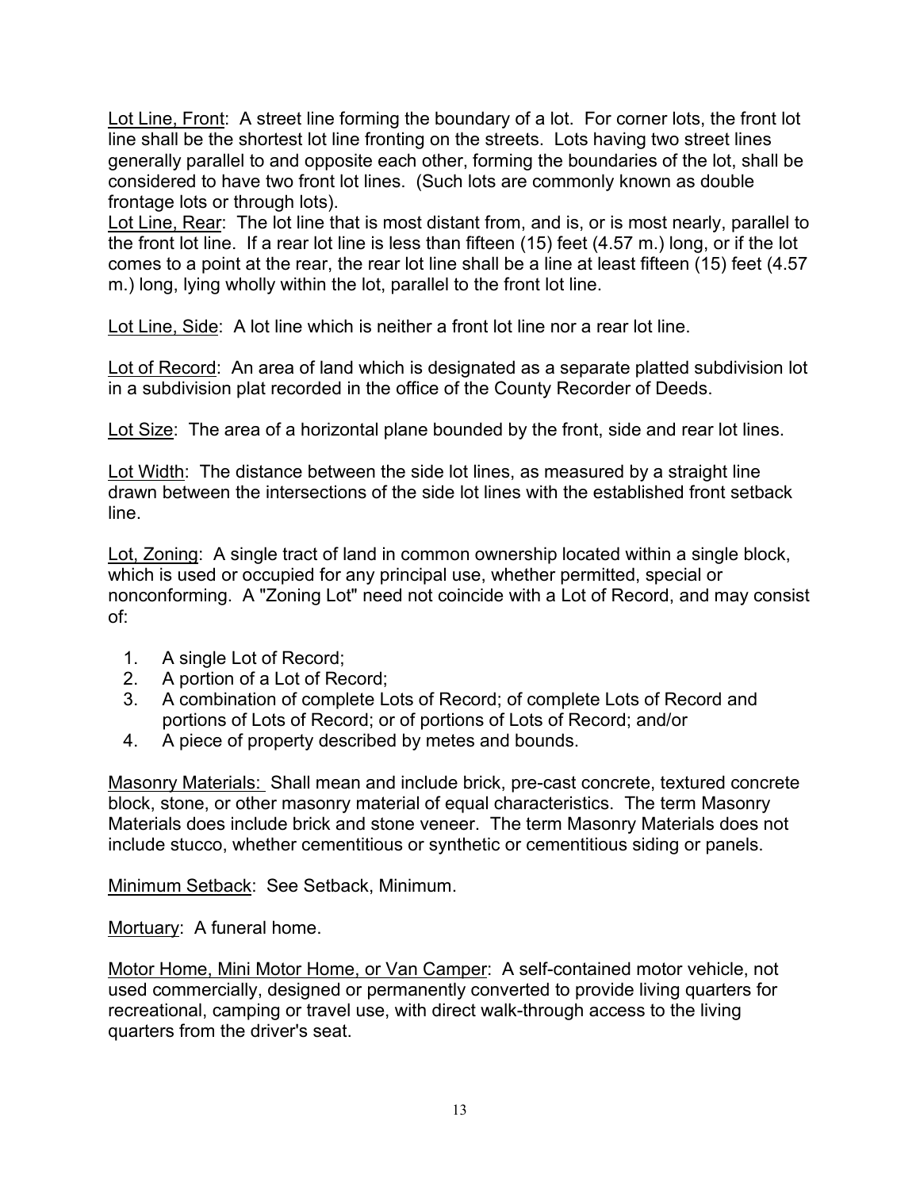<u>Lot Line, Front</u>: A street line forming the boundary of a lot. For corner lots, the front lot line shall be the shortest lot line fronting on the streets. Lots having two street lines generally parallel to and opposite each other, forming the boundaries of the lot, shall be considered to have two front lot lines. (Such lots are commonly known as double frontage lots or through lots).

<u>Lot Line, Rear</u>: The lot line that is most distant from, and is, or is most nearly, parallel to the front lot line. If a rear lot line is less than fifteen (15) feet (4.57 m.) long, or if the lot comes to a point at the rear, the rear lot line shall be a line at least fifteen (15) feet (4.57 m.) long, lying wholly within the lot, parallel to the front lot line.

<u>Lot Line, Side</u>: A lot line which is neither a front lot line nor a rear lot line.

<u>Lot of Record</u>: An area of land which is designated as a separate platted subdivision lot in a subdivision plat recorded in the office of the County Recorder of Deeds.

<u>Lot Size</u>: The area of a horizontal plane bounded by the front, side and rear lot lines.

<u>Lot Width</u>: The distance between the side lot lines, as measured by a straight line drawn between the intersections of the side lot lines with the established front setback line.

<u>Lot, Zoning</u>: A single tract of land in common ownership located within a single block, which is used or occupied for any principal use, whether permitted, special or nonconforming. A "Zoning Lot" need not coincide with a Lot of Record, and may consist of:

1. A single Lot of Record;
2. A portion of a Lot of Record;
3. A combination of complete Lots of Record; of complete Lots of Record and portions of Lots of Record; or of portions of Lots of Record; and/or
4. A piece of property described by metes and bounds.

<u>Masonry Materials:</u> Shall mean and include brick, pre-cast concrete, textured concrete block, stone, or other masonry material of equal characteristics. The term Masonry Materials does include brick and stone veneer. The term Masonry Materials does not include stucco, whether cementitious or synthetic or cementitious siding or panels.

<u>Minimum Setback</u>: See Setback, Minimum.

<u>Mortuary</u>: A funeral home.

<u>Motor Home, Mini Motor Home, or Van Camper</u>: A self-contained motor vehicle, not used commercially, designed or permanently converted to provide living quarters for recreational, camping or travel use, with direct walk-through access to the living quarters from the driver's seat.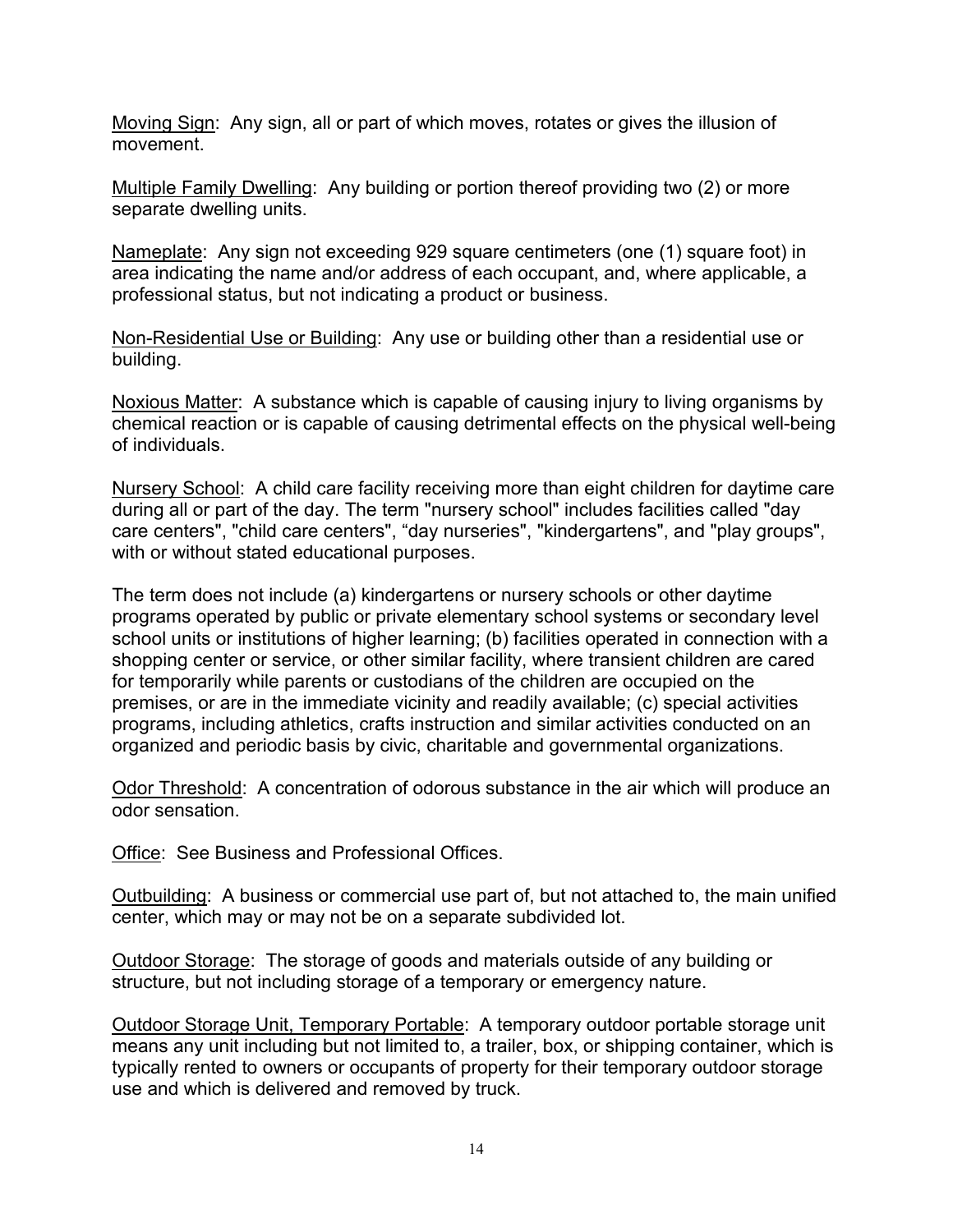<u>Moving Sign</u>: Any sign, all or part of which moves, rotates or gives the illusion of movement.

<u>Multiple Family Dwelling</u>: Any building or portion thereof providing two (2) or more separate dwelling units.

<u>Nameplate</u>: Any sign not exceeding 929 square centimeters (one (1) square foot) in area indicating the name and/or address of each occupant, and, where applicable, a professional status, but not indicating a product or business.

<u>Non-Residential Use or Building</u>: Any use or building other than a residential use or building.

<u>Noxious Matter</u>: A substance which is capable of causing injury to living organisms by chemical reaction or is capable of causing detrimental effects on the physical well-being of individuals.

<u>Nursery School</u>: A child care facility receiving more than eight children for daytime care during all or part of the day. The term "nursery school" includes facilities called "day care centers", "child care centers", “day nurseries", "kindergartens", and "play groups", with or without stated educational purposes.

The term does not include (a) kindergartens or nursery schools or other daytime programs operated by public or private elementary school systems or secondary level school units or institutions of higher learning; (b) facilities operated in connection with a shopping center or service, or other similar facility, where transient children are cared for temporarily while parents or custodians of the children are occupied on the premises, or are in the immediate vicinity and readily available; (c) special activities programs, including athletics, crafts instruction and similar activities conducted on an organized and periodic basis by civic, charitable and governmental organizations.

<u>Odor Threshold</u>: A concentration of odorous substance in the air which will produce an odor sensation.

<u>Office</u>: See Business and Professional Offices.

<u>Outbuilding</u>: A business or commercial use part of, but not attached to, the main unified center, which may or may not be on a separate subdivided lot.

<u>Outdoor Storage</u>: The storage of goods and materials outside of any building or structure, but not including storage of a temporary or emergency nature.

<u>Outdoor Storage Unit, Temporary Portable</u>: A temporary outdoor portable storage unit means any unit including but not limited to, a trailer, box, or shipping container, which is typically rented to owners or occupants of property for their temporary outdoor storage use and which is delivered and removed by truck.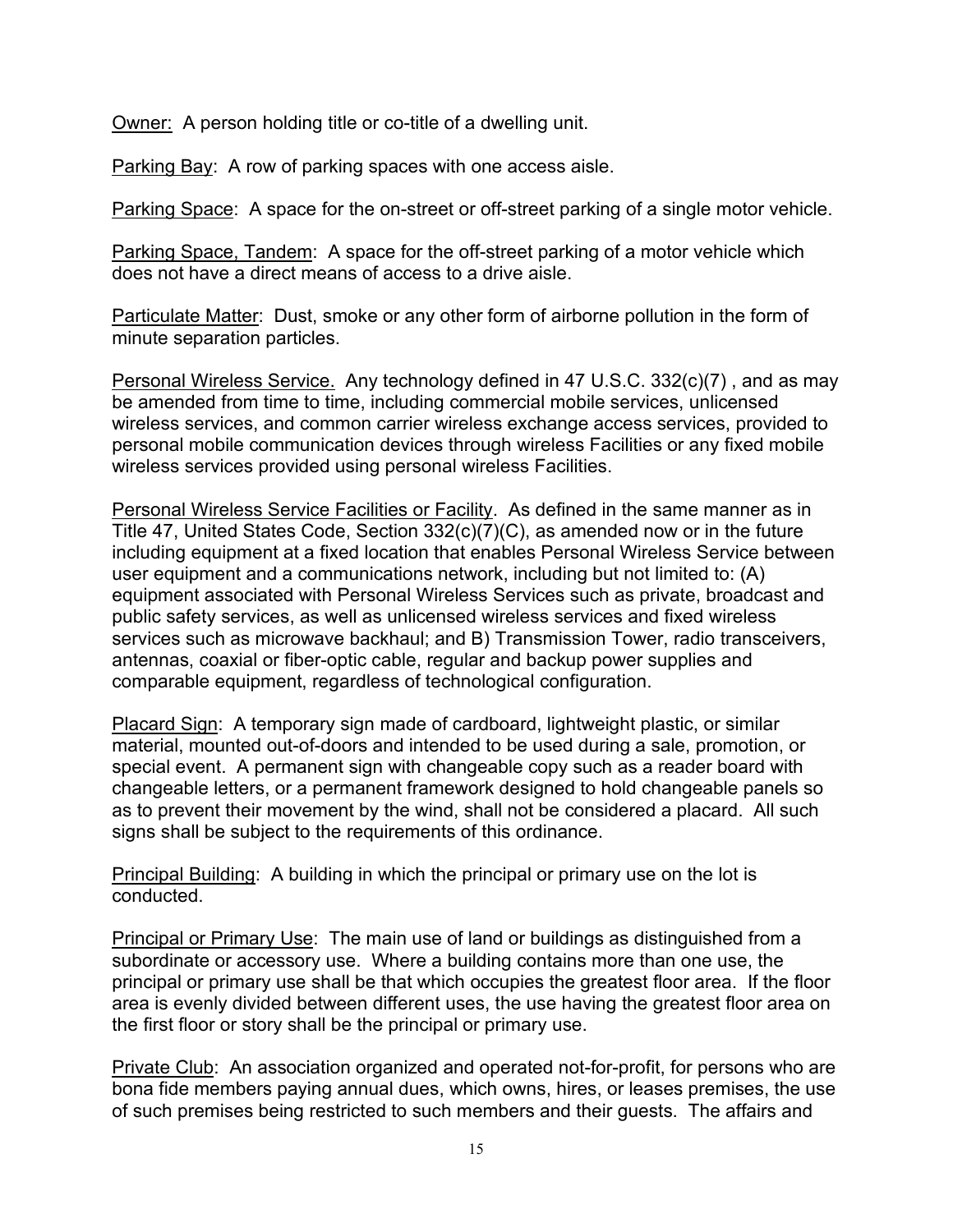Owner: A person holding title or co-title of a dwelling unit.

Parking Bay: A row of parking spaces with one access aisle.

Parking Space: A space for the on-street or off-street parking of a single motor vehicle.

Parking Space, Tandem: A space for the off-street parking of a motor vehicle which does not have a direct means of access to a drive aisle.

Particulate Matter: Dust, smoke or any other form of airborne pollution in the form of minute separation particles.

Personal Wireless Service. Any technology defined in 47 U.S.C. 332(c)(7) , and as may be amended from time to time, including commercial mobile services, unlicensed wireless services, and common carrier wireless exchange access services, provided to personal mobile communication devices through wireless Facilities or any fixed mobile wireless services provided using personal wireless Facilities.

Personal Wireless Service Facilities or Facility. As defined in the same manner as in Title 47, United States Code, Section 332(c)(7)(C), as amended now or in the future including equipment at a fixed location that enables Personal Wireless Service between user equipment and a communications network, including but not limited to: (A) equipment associated with Personal Wireless Services such as private, broadcast and public safety services, as well as unlicensed wireless services and fixed wireless services such as microwave backhaul; and B) Transmission Tower, radio transceivers, antennas, coaxial or fiber-optic cable, regular and backup power supplies and comparable equipment, regardless of technological configuration.

Placard Sign: A temporary sign made of cardboard, lightweight plastic, or similar material, mounted out-of-doors and intended to be used during a sale, promotion, or special event. A permanent sign with changeable copy such as a reader board with changeable letters, or a permanent framework designed to hold changeable panels so as to prevent their movement by the wind, shall not be considered a placard. All such signs shall be subject to the requirements of this ordinance.

Principal Building: A building in which the principal or primary use on the lot is conducted.

Principal or Primary Use: The main use of land or buildings as distinguished from a subordinate or accessory use. Where a building contains more than one use, the principal or primary use shall be that which occupies the greatest floor area. If the floor area is evenly divided between different uses, the use having the greatest floor area on the first floor or story shall be the principal or primary use.

Private Club: An association organized and operated not-for-profit, for persons who are bona fide members paying annual dues, which owns, hires, or leases premises, the use of such premises being restricted to such members and their guests. The affairs and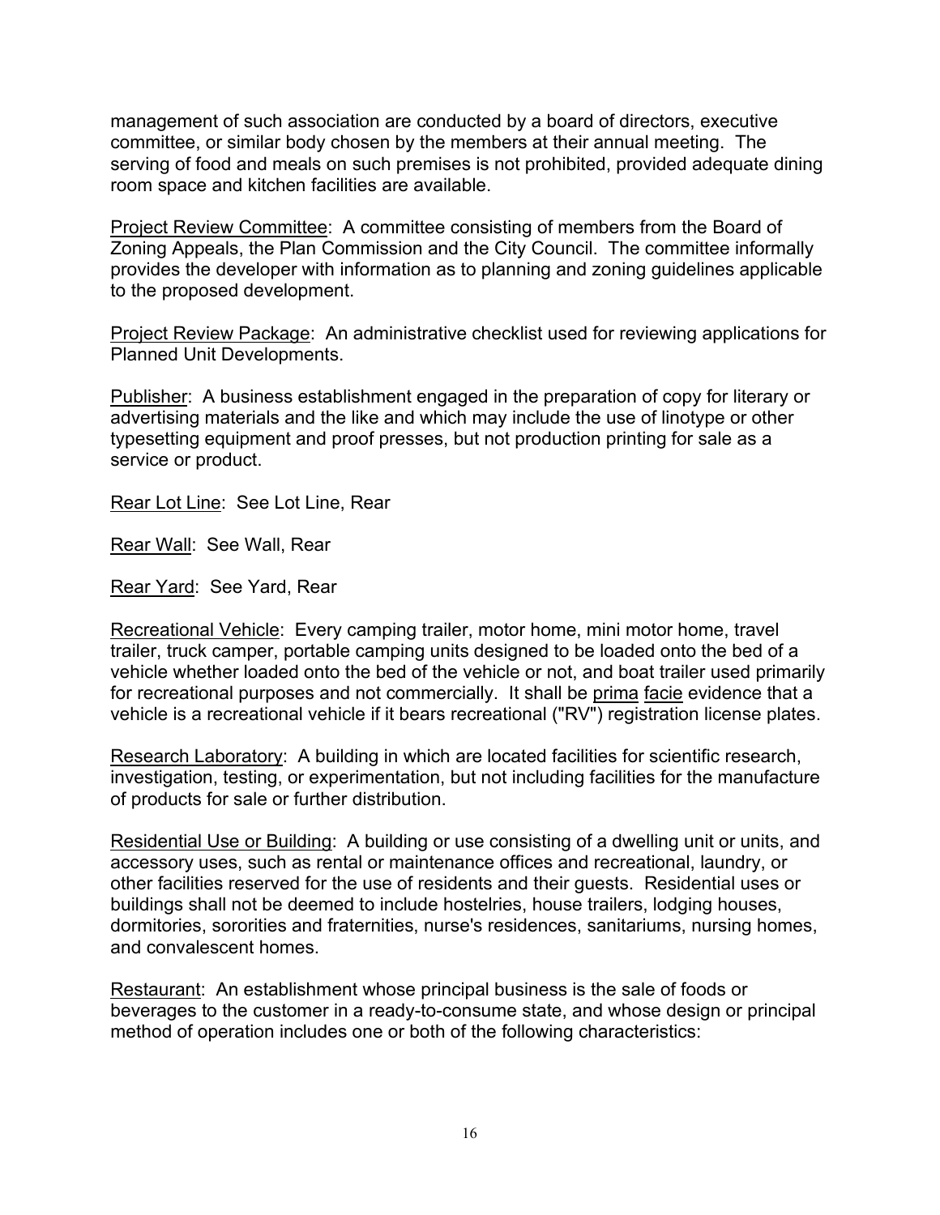management of such association are conducted by a board of directors, executive committee, or similar body chosen by the members at their annual meeting. The serving of food and meals on such premises is not prohibited, provided adequate dining room space and kitchen facilities are available.

<u>Project Review Committee</u>: A committee consisting of members from the Board of Zoning Appeals, the Plan Commission and the City Council. The committee informally provides the developer with information as to planning and zoning guidelines applicable to the proposed development.

<u>Project Review Package</u>: An administrative checklist used for reviewing applications for Planned Unit Developments.

<u>Publisher</u>: A business establishment engaged in the preparation of copy for literary or advertising materials and the like and which may include the use of linotype or other typesetting equipment and proof presses, but not production printing for sale as a service or product.

<u>Rear Lot Line</u>: See Lot Line, Rear

<u>Rear Wall</u>: See Wall, Rear

<u>Rear Yard</u>: See Yard, Rear

<u>Recreational Vehicle</u>: Every camping trailer, motor home, mini motor home, travel trailer, truck camper, portable camping units designed to be loaded onto the bed of a vehicle whether loaded onto the bed of the vehicle or not, and boat trailer used primarily for recreational purposes and not commercially. It shall be <u>prima facie</u> evidence that a vehicle is a recreational vehicle if it bears recreational ("RV") registration license plates.

<u>Research Laboratory</u>: A building in which are located facilities for scientific research, investigation, testing, or experimentation, but not including facilities for the manufacture of products for sale or further distribution.

<u>Residential Use or Building</u>: A building or use consisting of a dwelling unit or units, and accessory uses, such as rental or maintenance offices and recreational, laundry, or other facilities reserved for the use of residents and their guests. Residential uses or buildings shall not be deemed to include hostelries, house trailers, lodging houses, dormitories, sororities and fraternities, nurse's residences, sanitariums, nursing homes, and convalescent homes.

<u>Restaurant</u>: An establishment whose principal business is the sale of foods or beverages to the customer in a ready-to-consume state, and whose design or principal method of operation includes one or both of the following characteristics: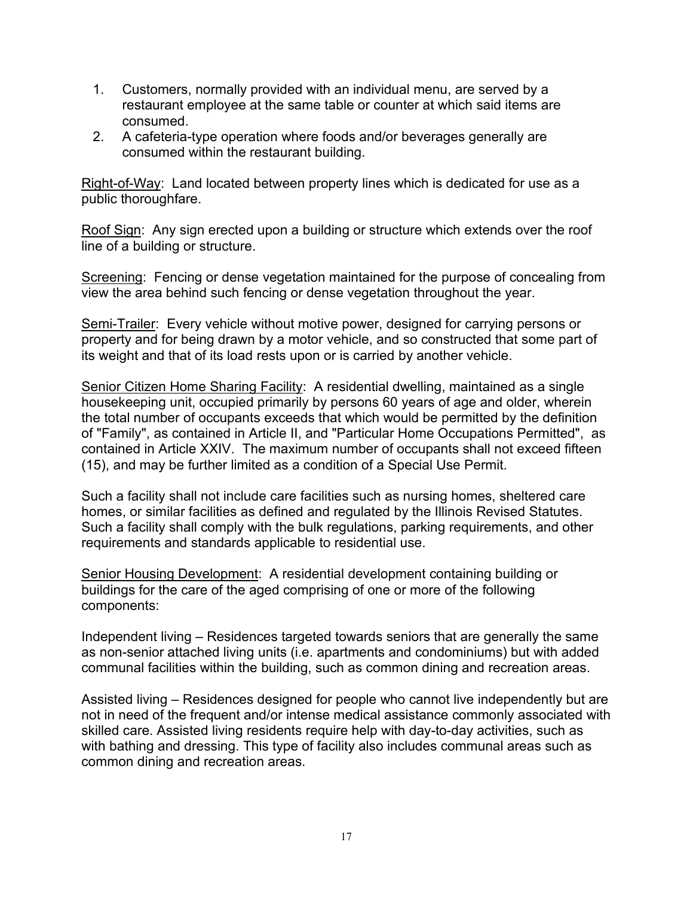1. Customers, normally provided with an individual menu, are served by a restaurant employee at the same table or counter at which said items are consumed.
2. A cafeteria-type operation where foods and/or beverages generally are consumed within the restaurant building.

Right-of-Way: Land located between property lines which is dedicated for use as a public thoroughfare.

Roof Sign: Any sign erected upon a building or structure which extends over the roof line of a building or structure.

Screening: Fencing or dense vegetation maintained for the purpose of concealing from view the area behind such fencing or dense vegetation throughout the year.

Semi-Trailer: Every vehicle without motive power, designed for carrying persons or property and for being drawn by a motor vehicle, and so constructed that some part of its weight and that of its load rests upon or is carried by another vehicle.

Senior Citizen Home Sharing Facility: A residential dwelling, maintained as a single housekeeping unit, occupied primarily by persons 60 years of age and older, wherein the total number of occupants exceeds that which would be permitted by the definition of "Family", as contained in Article II, and "Particular Home Occupations Permitted", as contained in Article XXIV. The maximum number of occupants shall not exceed fifteen (15), and may be further limited as a condition of a Special Use Permit.

Such a facility shall not include care facilities such as nursing homes, sheltered care homes, or similar facilities as defined and regulated by the Illinois Revised Statutes. Such a facility shall comply with the bulk regulations, parking requirements, and other requirements and standards applicable to residential use.

Senior Housing Development: A residential development containing building or buildings for the care of the aged comprising of one or more of the following components:

Independent living – Residences targeted towards seniors that are generally the same as non-senior attached living units (i.e. apartments and condominiums) but with added communal facilities within the building, such as common dining and recreation areas.

Assisted living – Residences designed for people who cannot live independently but are not in need of the frequent and/or intense medical assistance commonly associated with skilled care. Assisted living residents require help with day-to-day activities, such as with bathing and dressing. This type of facility also includes communal areas such as common dining and recreation areas.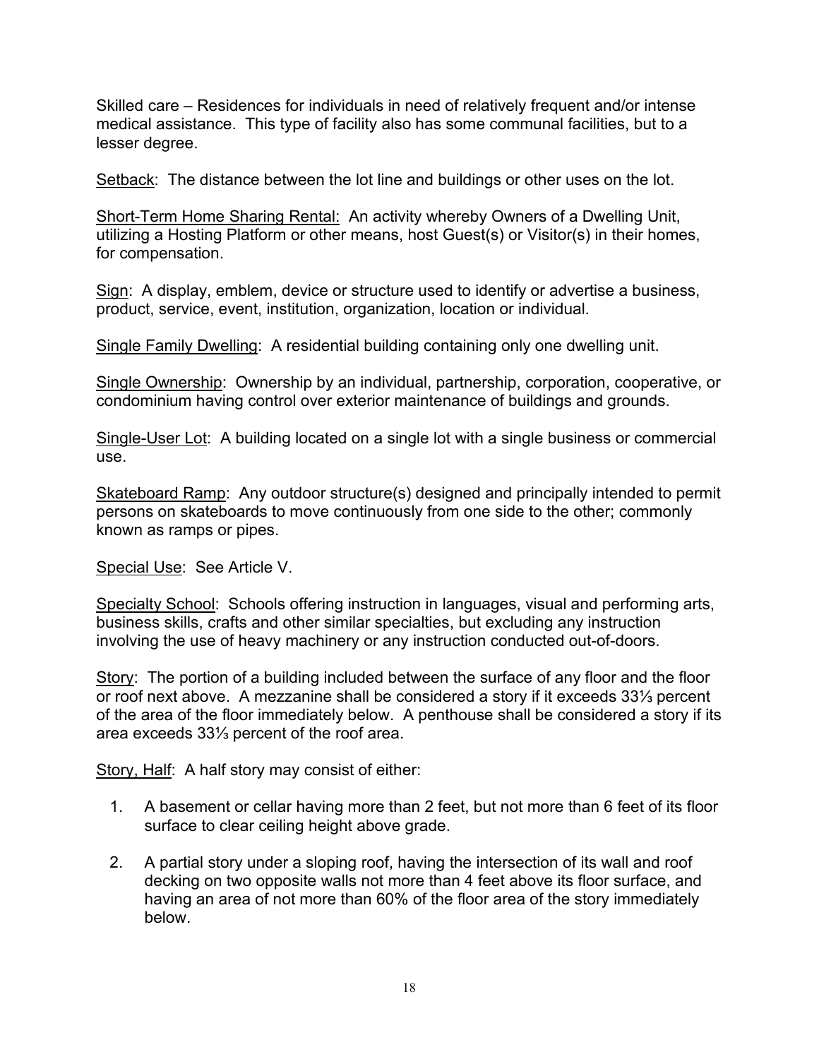Skilled care – Residences for individuals in need of relatively frequent and/or intense medical assistance. This type of facility also has some communal facilities, but to a lesser degree.

Setback: The distance between the lot line and buildings or other uses on the lot.

Short-Term Home Sharing Rental: An activity whereby Owners of a Dwelling Unit, utilizing a Hosting Platform or other means, host Guest(s) or Visitor(s) in their homes, for compensation.

Sign: A display, emblem, device or structure used to identify or advertise a business, product, service, event, institution, organization, location or individual.

Single Family Dwelling: A residential building containing only one dwelling unit.

Single Ownership: Ownership by an individual, partnership, corporation, cooperative, or condominium having control over exterior maintenance of buildings and grounds.

Single-User Lot: A building located on a single lot with a single business or commercial use.

Skateboard Ramp: Any outdoor structure(s) designed and principally intended to permit persons on skateboards to move continuously from one side to the other; commonly known as ramps or pipes.

Special Use: See Article V.

Specialty School: Schools offering instruction in languages, visual and performing arts, business skills, crafts and other similar specialties, but excluding any instruction involving the use of heavy machinery or any instruction conducted out-of-doors.

Story: The portion of a building included between the surface of any floor and the floor or roof next above. A mezzanine shall be considered a story if it exceeds 33⅓ percent of the area of the floor immediately below. A penthouse shall be considered a story if its area exceeds 33⅓ percent of the roof area.

Story, Half: A half story may consist of either:

1. A basement or cellar having more than 2 feet, but not more than 6 feet of its floor surface to clear ceiling height above grade.

2. A partial story under a sloping roof, having the intersection of its wall and roof decking on two opposite walls not more than 4 feet above its floor surface, and having an area of not more than 60% of the floor area of the story immediately below.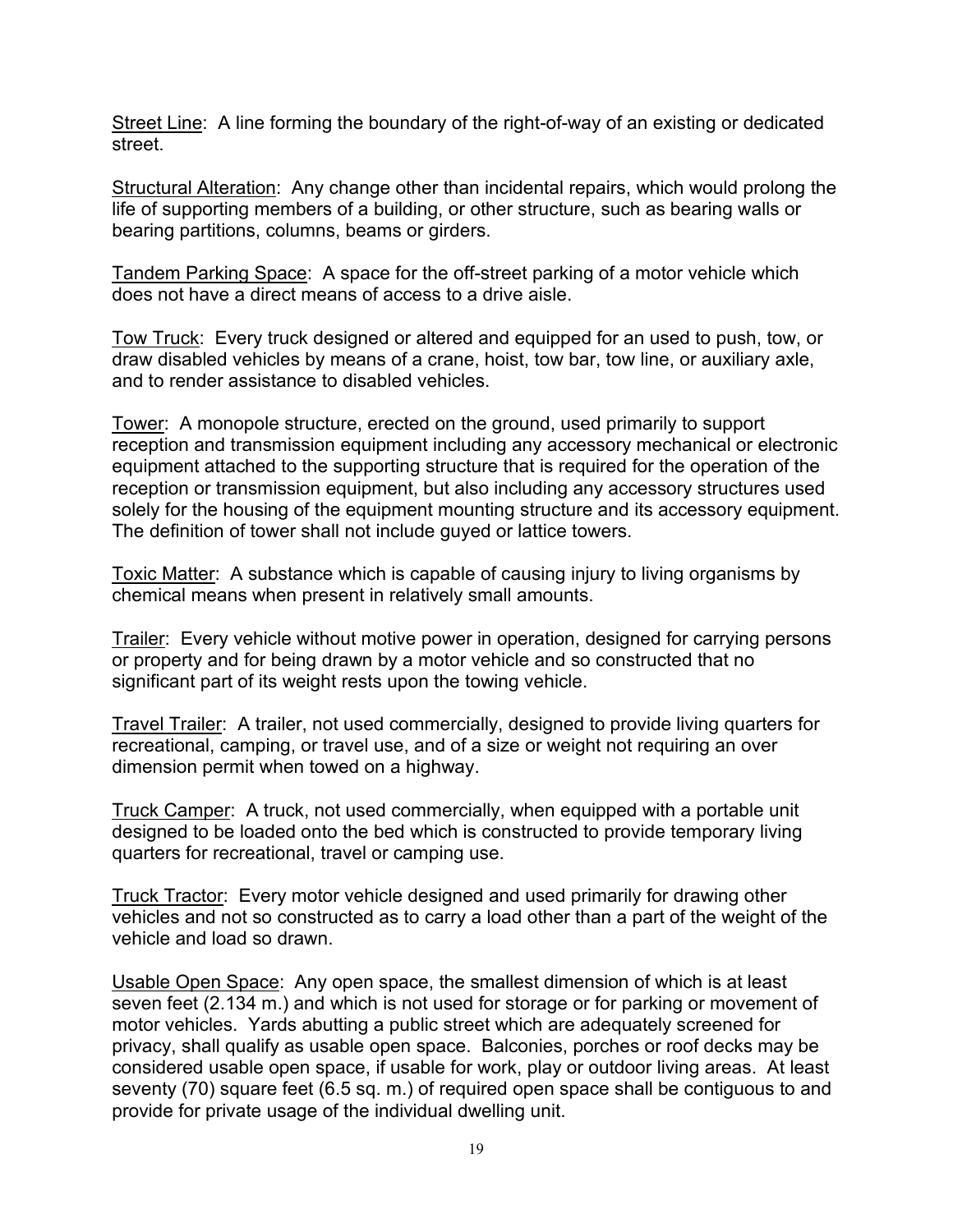Street Line: A line forming the boundary of the right-of-way of an existing or dedicated street.

Structural Alteration: Any change other than incidental repairs, which would prolong the life of supporting members of a building, or other structure, such as bearing walls or bearing partitions, columns, beams or girders.

Tandem Parking Space: A space for the off-street parking of a motor vehicle which does not have a direct means of access to a drive aisle.

Tow Truck: Every truck designed or altered and equipped for an used to push, tow, or draw disabled vehicles by means of a crane, hoist, tow bar, tow line, or auxiliary axle, and to render assistance to disabled vehicles.

Tower: A monopole structure, erected on the ground, used primarily to support reception and transmission equipment including any accessory mechanical or electronic equipment attached to the supporting structure that is required for the operation of the reception or transmission equipment, but also including any accessory structures used solely for the housing of the equipment mounting structure and its accessory equipment. The definition of tower shall not include guyed or lattice towers.

Toxic Matter: A substance which is capable of causing injury to living organisms by chemical means when present in relatively small amounts.

Trailer: Every vehicle without motive power in operation, designed for carrying persons or property and for being drawn by a motor vehicle and so constructed that no significant part of its weight rests upon the towing vehicle.

Travel Trailer: A trailer, not used commercially, designed to provide living quarters for recreational, camping, or travel use, and of a size or weight not requiring an over dimension permit when towed on a highway.

Truck Camper: A truck, not used commercially, when equipped with a portable unit designed to be loaded onto the bed which is constructed to provide temporary living quarters for recreational, travel or camping use.

Truck Tractor: Every motor vehicle designed and used primarily for drawing other vehicles and not so constructed as to carry a load other than a part of the weight of the vehicle and load so drawn.

Usable Open Space: Any open space, the smallest dimension of which is at least seven feet (2.134 m.) and which is not used for storage or for parking or movement of motor vehicles. Yards abutting a public street which are adequately screened for privacy, shall qualify as usable open space. Balconies, porches or roof decks may be considered usable open space, if usable for work, play or outdoor living areas. At least seventy (70) square feet (6.5 sq. m.) of required open space shall be contiguous to and provide for private usage of the individual dwelling unit.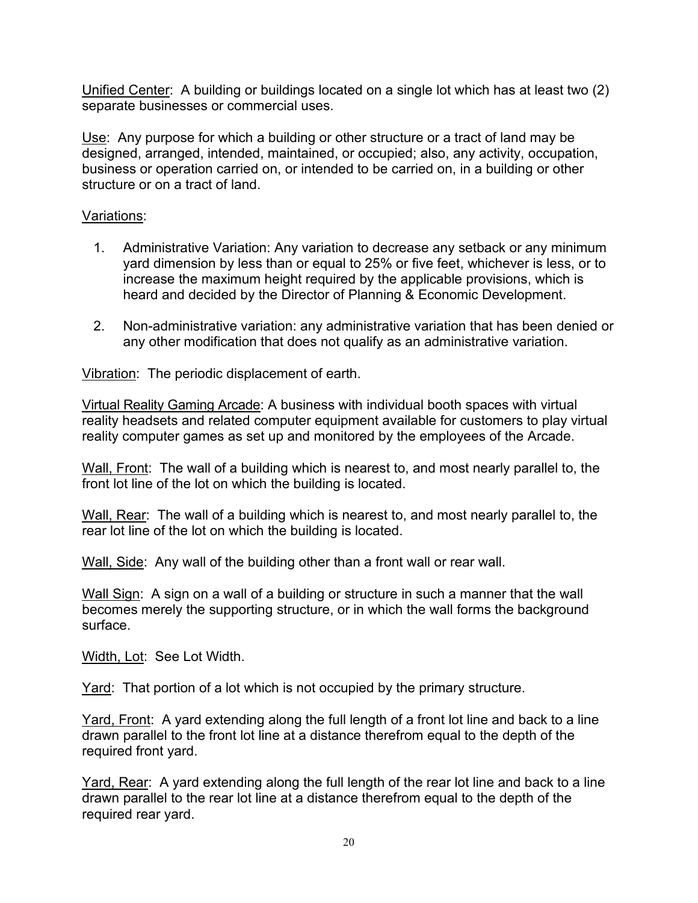Unified Center: A building or buildings located on a single lot which has at least two (2) separate businesses or commercial uses.

Use: Any purpose for which a building or other structure or a tract of land may be designed, arranged, intended, maintained, or occupied; also, any activity, occupation, business or operation carried on, or intended to be carried on, in a building or other structure or on a tract of land.

Variations:

1. Administrative Variation: Any variation to decrease any setback or any minimum yard dimension by less than or equal to 25% or five feet, whichever is less, or to increase the maximum height required by the applicable provisions, which is heard and decided by the Director of Planning & Economic Development.

2. Non-administrative variation: any administrative variation that has been denied or any other modification that does not qualify as an administrative variation.

Vibration: The periodic displacement of earth.

Virtual Reality Gaming Arcade: A business with individual booth spaces with virtual reality headsets and related computer equipment available for customers to play virtual reality computer games as set up and monitored by the employees of the Arcade.

Wall, Front: The wall of a building which is nearest to, and most nearly parallel to, the front lot line of the lot on which the building is located.

Wall, Rear: The wall of a building which is nearest to, and most nearly parallel to, the rear lot line of the lot on which the building is located.

Wall, Side: Any wall of the building other than a front wall or rear wall.

Wall Sign: A sign on a wall of a building or structure in such a manner that the wall becomes merely the supporting structure, or in which the wall forms the background surface.

Width, Lot: See Lot Width.

Yard: That portion of a lot which is not occupied by the primary structure.

Yard, Front: A yard extending along the full length of a front lot line and back to a line drawn parallel to the front lot line at a distance therefrom equal to the depth of the required front yard.

Yard, Rear: A yard extending along the full length of the rear lot line and back to a line drawn parallel to the rear lot line at a distance therefrom equal to the depth of the required rear yard.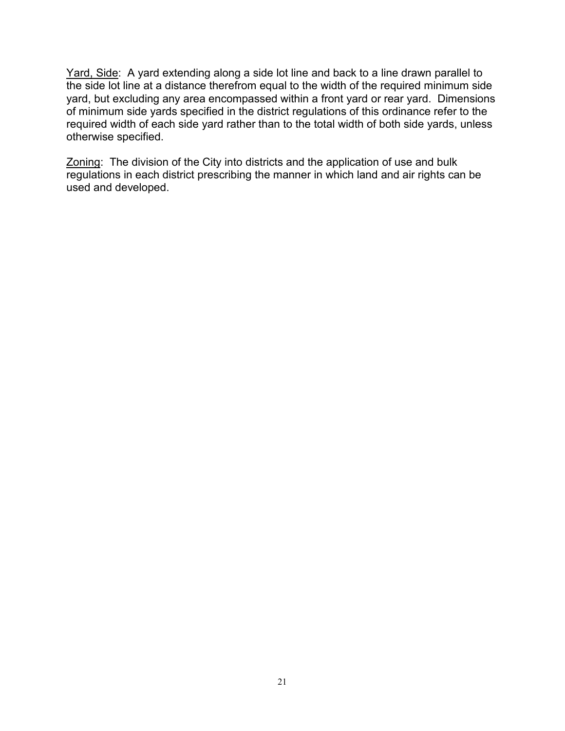<u>Yard, Side</u>: A yard extending along a side lot line and back to a line drawn parallel to the side lot line at a distance therefrom equal to the width of the required minimum side yard, but excluding any area encompassed within a front yard or rear yard. Dimensions of minimum side yards specified in the district regulations of this ordinance refer to the required width of each side yard rather than to the total width of both side yards, unless otherwise specified.

<u>Zoning</u>: The division of the City into districts and the application of use and bulk regulations in each district prescribing the manner in which land and air rights can be used and developed.